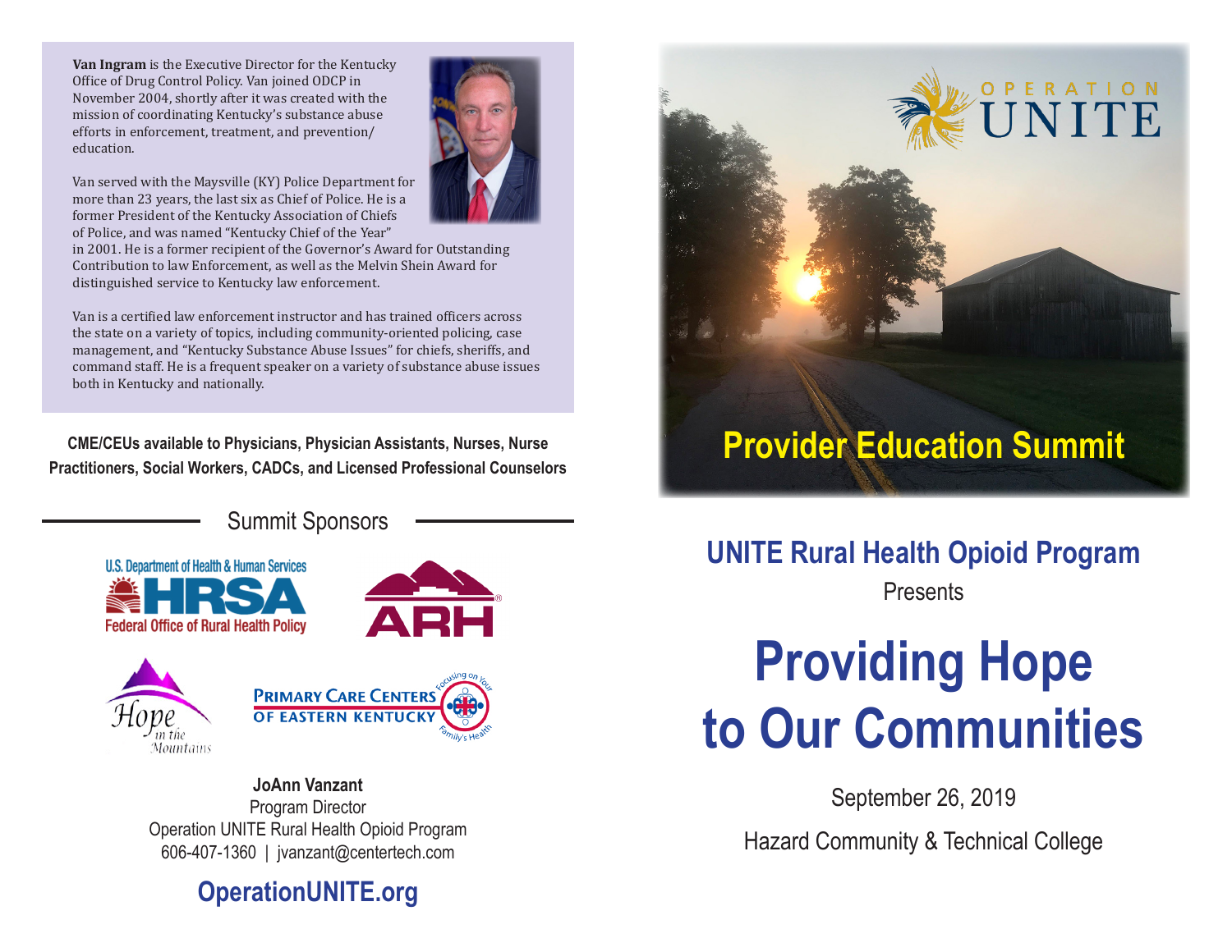**Van Ingram** is the Executive Director for the Kentucky Office of Drug Control Policy. Van joined ODCP in November 2004, shortly after it was created with the mission of coordinating Kentucky's substance abuse efforts in enforcement, treatment, and prevention/ education.

Van served with the Maysville (KY) Police Department for more than 23 years, the last six as Chief of Police. He is a former President of the Kentucky Association of Chiefs of Police, and was named "Kentucky Chief of the Year" in 2001. He is a former recipient of the Governor's Award for Outstanding Contribution to law Enforcement, as well as the Melvin Shein Award for distinguished service to Kentucky law enforcement.

Van is a certified law enforcement instructor and has trained officers across the state on a variety of topics, including community-oriented policing, case management, and "Kentucky Substance Abuse Issues" for chiefs, sheriffs, and command staff. He is a frequent speaker on a variety of substance abuse issues both in Kentucky and nationally.

**CME/CEUs available to Physicians, Physician Assistants, Nurses, Nurse Practitioners, Social Workers, CADCs, and Licensed Professional Counselors**

## Summit Sponsors

U.S. Department of Health & Human Services HRSA Federal Office of Rural Health Policy

ARH

Hope in the Mountains

Primary Care Centers of Eastern Kentucky — Focusing on Your Family's Health

**JoAnn Vanzant**
Program Director
Operation UNITE Rural Health Opioid Program
606-407-1360 | jvanzant@centertech.com

**OperationUNITE.org**

OPERATION UNITE

# Provider Education Summit

## UNITE Rural Health Opioid Program

Presents

# Providing Hope to Our Communities

September 26, 2019

Hazard Community & Technical College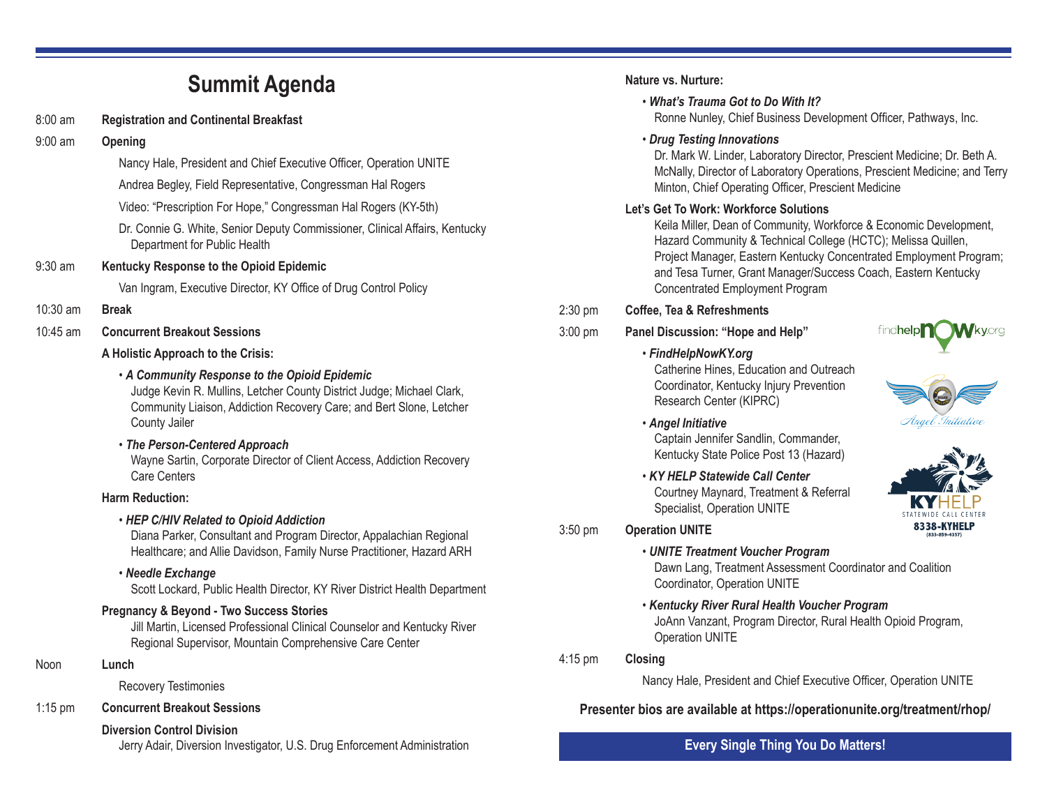# Summit Agenda

8:00 am **Registration and Continental Breakfast**

9:00 am **Opening**

Nancy Hale, President and Chief Executive Officer, Operation UNITE

Andrea Begley, Field Representative, Congressman Hal Rogers

Video: "Prescription For Hope," Congressman Hal Rogers (KY-5th)

Dr. Connie G. White, Senior Deputy Commissioner, Clinical Affairs, Kentucky Department for Public Health

9:30 am **Kentucky Response to the Opioid Epidemic**

Van Ingram, Executive Director, KY Office of Drug Control Policy

10:30 am **Break**

10:45 am **Concurrent Breakout Sessions**

**A Holistic Approach to the Crisis:**

- ***A Community Response to the Opioid Epidemic***
  Judge Kevin R. Mullins, Letcher County District Judge; Michael Clark, Community Liaison, Addiction Recovery Care; and Bert Slone, Letcher County Jailer

- ***The Person-Centered Approach***
  Wayne Sartin, Corporate Director of Client Access, Addiction Recovery Care Centers

**Harm Reduction:**

- ***HEP C/HIV Related to Opioid Addiction***
  Diana Parker, Consultant and Program Director, Appalachian Regional Healthcare; and Allie Davidson, Family Nurse Practitioner, Hazard ARH

- ***Needle Exchange***
  Scott Lockard, Public Health Director, KY River District Health Department

**Pregnancy & Beyond - Two Success Stories**
Jill Martin, Licensed Professional Clinical Counselor and Kentucky River Regional Supervisor, Mountain Comprehensive Care Center

Noon **Lunch**

Recovery Testimonies

1:15 pm **Concurrent Breakout Sessions**

**Diversion Control Division**
Jerry Adair, Diversion Investigator, U.S. Drug Enforcement Administration

**Nature vs. Nurture:**

- ***What's Trauma Got to Do With It?***
  Ronne Nunley, Chief Business Development Officer, Pathways, Inc.

- ***Drug Testing Innovations***
  Dr. Mark W. Linder, Laboratory Director, Prescient Medicine; Dr. Beth A. McNally, Director of Laboratory Operations, Prescient Medicine; and Terry Minton, Chief Operating Officer, Prescient Medicine

**Let's Get To Work: Workforce Solutions**
Keila Miller, Dean of Community, Workforce & Economic Development, Hazard Community & Technical College (HCTC); Melissa Quillen, Project Manager, Eastern Kentucky Concentrated Employment Program; and Tesa Turner, Grant Manager/Success Coach, Eastern Kentucky Concentrated Employment Program

2:30 pm **Coffee, Tea & Refreshments**

3:00 pm **Panel Discussion: "Hope and Help"**

- ***FindHelpNowKY.org***
  Catherine Hines, Education and Outreach Coordinator, Kentucky Injury Prevention Research Center (KIPRC)

- ***Angel Initiative***
  Captain Jennifer Sandlin, Commander, Kentucky State Police Post 13 (Hazard)

- ***KY HELP Statewide Call Center***
  Courtney Maynard, Treatment & Referral Specialist, Operation UNITE

findhelpNOWky.org

Angel Initiative

KYHELP STATEWIDE CALL CENTER 8338-KYHELP (833-859-4357)

3:50 pm **Operation UNITE**

- ***UNITE Treatment Voucher Program***
  Dawn Lang, Treatment Assessment Coordinator and Coalition Coordinator, Operation UNITE

- ***Kentucky River Rural Health Voucher Program***
  JoAnn Vanzant, Program Director, Rural Health Opioid Program, Operation UNITE

4:15 pm **Closing**

Nancy Hale, President and Chief Executive Officer, Operation UNITE

**Presenter bios are available at https://operationunite.org/treatment/rhop/**

**Every Single Thing You Do Matters!**